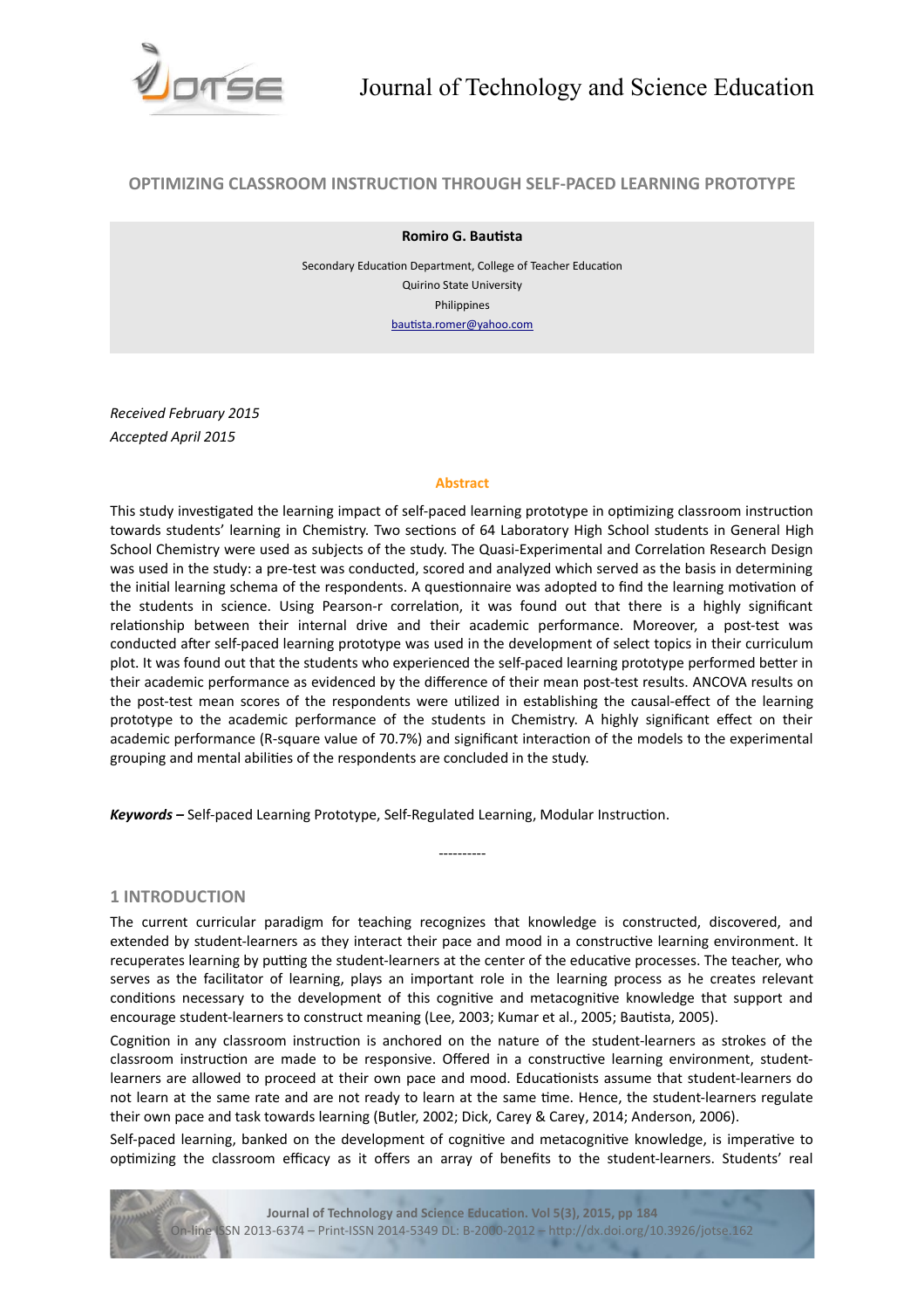# OPTIMIZING CLASSROOM INSTRUCTION THROUGH SELF-PACED LEARNING PROTOTYPE

**Romiro G. Bautista**

Secondary Education Department, College of Teacher Education
Quirino State University
Philippines
bautista.romer@yahoo.com

*Received February 2015*
*Accepted April 2015*

## Abstract

This study investigated the learning impact of self-paced learning prototype in optimizing classroom instruction towards students' learning in Chemistry. Two sections of 64 Laboratory High School students in General High School Chemistry were used as subjects of the study. The Quasi-Experimental and Correlation Research Design was used in the study: a pre-test was conducted, scored and analyzed which served as the basis in determining the initial learning schema of the respondents. A questionnaire was adopted to find the learning motivation of the students in science. Using Pearson-r correlation, it was found out that there is a highly significant relationship between their internal drive and their academic performance. Moreover, a post-test was conducted after self-paced learning prototype was used in the development of select topics in their curriculum plot. It was found out that the students who experienced the self-paced learning prototype performed better in their academic performance as evidenced by the difference of their mean post-test results. ANCOVA results on the post-test mean scores of the respondents were utilized in establishing the causal-effect of the learning prototype to the academic performance of the students in Chemistry. A highly significant effect on their academic performance (R-square value of 70.7%) and significant interaction of the models to the experimental grouping and mental abilities of the respondents are concluded in the study.

***Keywords –*** Self-paced Learning Prototype, Self-Regulated Learning, Modular Instruction.

----------

## 1 INTRODUCTION

The current curricular paradigm for teaching recognizes that knowledge is constructed, discovered, and extended by student-learners as they interact their pace and mood in a constructive learning environment. It recuperates learning by putting the student-learners at the center of the educative processes. The teacher, who serves as the facilitator of learning, plays an important role in the learning process as he creates relevant conditions necessary to the development of this cognitive and metacognitive knowledge that support and encourage student-learners to construct meaning (Lee, 2003; Kumar et al., 2005; Bautista, 2005).

Cognition in any classroom instruction is anchored on the nature of the student-learners as strokes of the classroom instruction are made to be responsive. Offered in a constructive learning environment, student-learners are allowed to proceed at their own pace and mood. Educationists assume that student-learners do not learn at the same rate and are not ready to learn at the same time. Hence, the student-learners regulate their own pace and task towards learning (Butler, 2002; Dick, Carey & Carey, 2014; Anderson, 2006).

Self-paced learning, banked on the development of cognitive and metacognitive knowledge, is imperative to optimizing the classroom efficacy as it offers an array of benefits to the student-learners. Students' real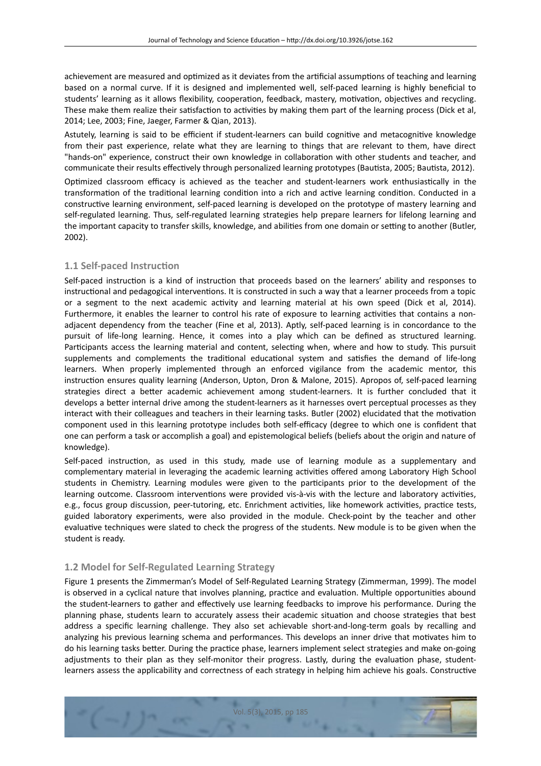achievement are measured and optimized as it deviates from the artificial assumptions of teaching and learning based on a normal curve. If it is designed and implemented well, self-paced learning is highly beneficial to students' learning as it allows flexibility, cooperation, feedback, mastery, motivation, objectives and recycling. These make them realize their satisfaction to activities by making them part of the learning process (Dick et al, 2014; Lee, 2003; Fine, Jaeger, Farmer & Qian, 2013).

Astutely, learning is said to be efficient if student-learners can build cognitive and metacognitive knowledge from their past experience, relate what they are learning to things that are relevant to them, have direct "hands-on" experience, construct their own knowledge in collaboration with other students and teacher, and communicate their results effectively through personalized learning prototypes (Bautista, 2005; Bautista, 2012).

Optimized classroom efficacy is achieved as the teacher and student-learners work enthusiastically in the transformation of the traditional learning condition into a rich and active learning condition. Conducted in a constructive learning environment, self-paced learning is developed on the prototype of mastery learning and self-regulated learning. Thus, self-regulated learning strategies help prepare learners for lifelong learning and the important capacity to transfer skills, knowledge, and abilities from one domain or setting to another (Butler, 2002).

## 1.1 Self-paced Instruction

Self-paced instruction is a kind of instruction that proceeds based on the learners' ability and responses to instructional and pedagogical interventions. It is constructed in such a way that a learner proceeds from a topic or a segment to the next academic activity and learning material at his own speed (Dick et al, 2014). Furthermore, it enables the learner to control his rate of exposure to learning activities that contains a non-adjacent dependency from the teacher (Fine et al, 2013). Aptly, self-paced learning is in concordance to the pursuit of life-long learning. Hence, it comes into a play which can be defined as structured learning. Participants access the learning material and content, selecting when, where and how to study. This pursuit supplements and complements the traditional educational system and satisfies the demand of life-long learners. When properly implemented through an enforced vigilance from the academic mentor, this instruction ensures quality learning (Anderson, Upton, Dron & Malone, 2015). Apropos of, self-paced learning strategies direct a better academic achievement among student-learners. It is further concluded that it develops a better internal drive among the student-learners as it harnesses overt perceptual processes as they interact with their colleagues and teachers in their learning tasks. Butler (2002) elucidated that the motivation component used in this learning prototype includes both self-efficacy (degree to which one is confident that one can perform a task or accomplish a goal) and epistemological beliefs (beliefs about the origin and nature of knowledge).

Self-paced instruction, as used in this study, made use of learning module as a supplementary and complementary material in leveraging the academic learning activities offered among Laboratory High School students in Chemistry. Learning modules were given to the participants prior to the development of the learning outcome. Classroom interventions were provided vis-à-vis with the lecture and laboratory activities, e.g., focus group discussion, peer-tutoring, etc. Enrichment activities, like homework activities, practice tests, guided laboratory experiments, were also provided in the module. Check-point by the teacher and other evaluative techniques were slated to check the progress of the students. New module is to be given when the student is ready.

## 1.2 Model for Self-Regulated Learning Strategy

Figure 1 presents the Zimmerman's Model of Self-Regulated Learning Strategy (Zimmerman, 1999). The model is observed in a cyclical nature that involves planning, practice and evaluation. Multiple opportunities abound the student-learners to gather and effectively use learning feedbacks to improve his performance. During the planning phase, students learn to accurately assess their academic situation and choose strategies that best address a specific learning challenge. They also set achievable short-and-long-term goals by recalling and analyzing his previous learning schema and performances. This develops an inner drive that motivates him to do his learning tasks better. During the practice phase, learners implement select strategies and make on-going adjustments to their plan as they self-monitor their progress. Lastly, during the evaluation phase, student-learners assess the applicability and correctness of each strategy in helping him achieve his goals. Constructive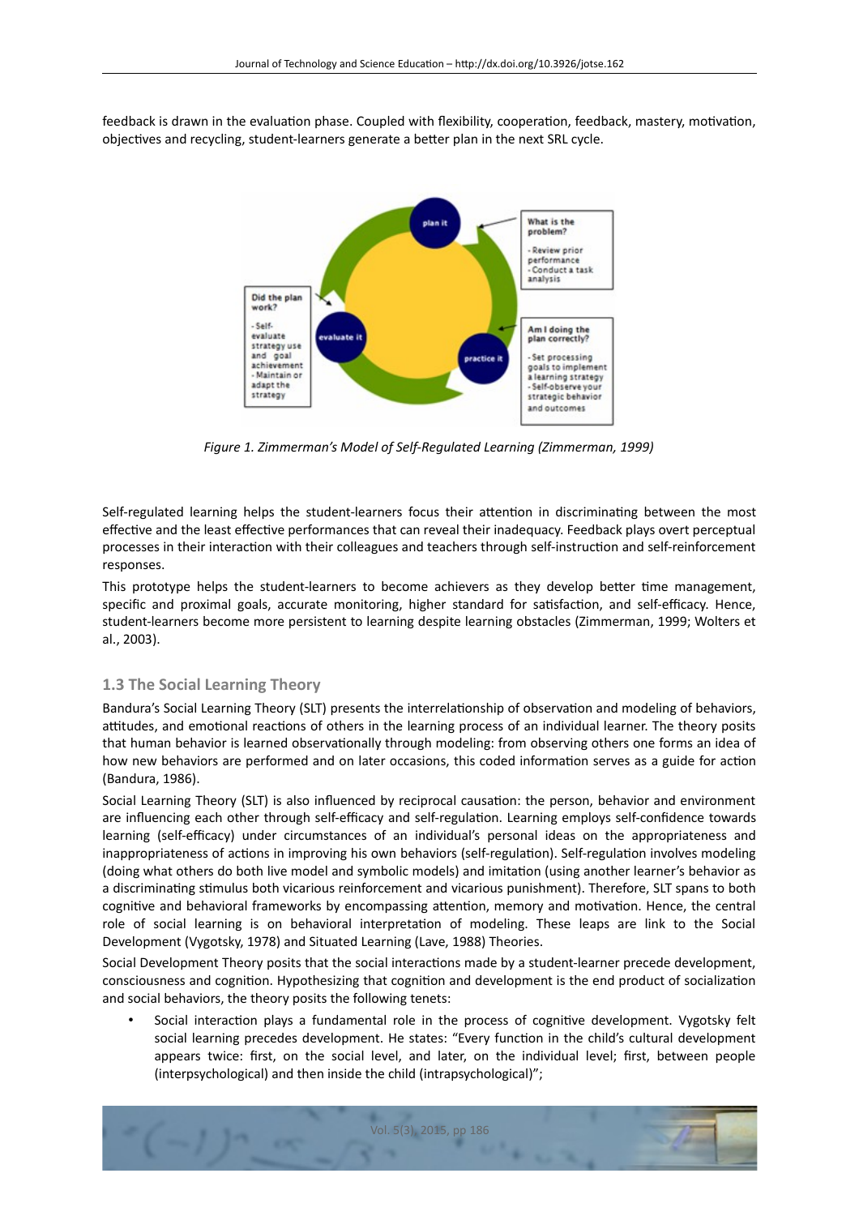feedback is drawn in the evaluation phase. Coupled with flexibility, cooperation, feedback, mastery, motivation, objectives and recycling, student-learners generate a better plan in the next SRL cycle.

*Figure 1. Zimmerman's Model of Self-Regulated Learning (Zimmerman, 1999)*

Self-regulated learning helps the student-learners focus their attention in discriminating between the most effective and the least effective performances that can reveal their inadequacy. Feedback plays overt perceptual processes in their interaction with their colleagues and teachers through self-instruction and self-reinforcement responses.

This prototype helps the student-learners to become achievers as they develop better time management, specific and proximal goals, accurate monitoring, higher standard for satisfaction, and self-efficacy. Hence, student-learners become more persistent to learning despite learning obstacles (Zimmerman, 1999; Wolters et al., 2003).

### 1.3 The Social Learning Theory

Bandura's Social Learning Theory (SLT) presents the interrelationship of observation and modeling of behaviors, attitudes, and emotional reactions of others in the learning process of an individual learner. The theory posits that human behavior is learned observationally through modeling: from observing others one forms an idea of how new behaviors are performed and on later occasions, this coded information serves as a guide for action (Bandura, 1986).

Social Learning Theory (SLT) is also influenced by reciprocal causation: the person, behavior and environment are influencing each other through self-efficacy and self-regulation. Learning employs self-confidence towards learning (self-efficacy) under circumstances of an individual's personal ideas on the appropriateness and inappropriateness of actions in improving his own behaviors (self-regulation). Self-regulation involves modeling (doing what others do both live model and symbolic models) and imitation (using another learner's behavior as a discriminating stimulus both vicarious reinforcement and vicarious punishment). Therefore, SLT spans to both cognitive and behavioral frameworks by encompassing attention, memory and motivation. Hence, the central role of social learning is on behavioral interpretation of modeling. These leaps are link to the Social Development (Vygotsky, 1978) and Situated Learning (Lave, 1988) Theories.

Social Development Theory posits that the social interactions made by a student-learner precede development, consciousness and cognition. Hypothesizing that cognition and development is the end product of socialization and social behaviors, the theory posits the following tenets:

- Social interaction plays a fundamental role in the process of cognitive development. Vygotsky felt social learning precedes development. He states: "Every function in the child's cultural development appears twice: first, on the social level, and later, on the individual level; first, between people (interpsychological) and then inside the child (intrapsychological)";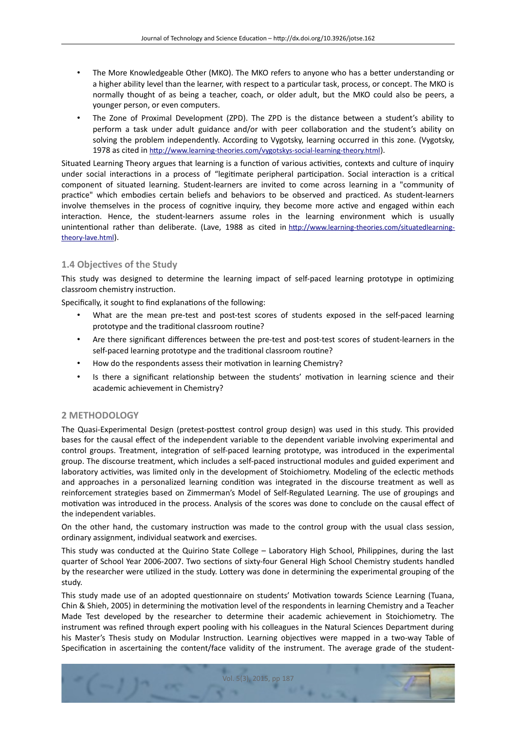- The More Knowledgeable Other (MKO). The MKO refers to anyone who has a better understanding or a higher ability level than the learner, with respect to a particular task, process, or concept. The MKO is normally thought of as being a teacher, coach, or older adult, but the MKO could also be peers, a younger person, or even computers.
- The Zone of Proximal Development (ZPD). The ZPD is the distance between a student's ability to perform a task under adult guidance and/or with peer collaboration and the student's ability on solving the problem independently. According to Vygotsky, learning occurred in this zone. (Vygotsky, 1978 as cited in http://www.learning-theories.com/vygotskys-social-learning-theory.html).

Situated Learning Theory argues that learning is a function of various activities, contexts and culture of inquiry under social interactions in a process of "legitimate peripheral participation. Social interaction is a critical component of situated learning. Student-learners are invited to come across learning in a "community of practice" which embodies certain beliefs and behaviors to be observed and practiced. As student-learners involve themselves in the process of cognitive inquiry, they become more active and engaged within each interaction. Hence, the student-learners assume roles in the learning environment which is usually unintentional rather than deliberate. (Lave, 1988 as cited in http://www.learning-theories.com/situatedlearning-theory-lave.html).

### 1.4 Objectives of the Study

This study was designed to determine the learning impact of self-paced learning prototype in optimizing classroom chemistry instruction.

Specifically, it sought to find explanations of the following:

- What are the mean pre-test and post-test scores of students exposed in the self-paced learning prototype and the traditional classroom routine?
- Are there significant differences between the pre-test and post-test scores of student-learners in the self-paced learning prototype and the traditional classroom routine?
- How do the respondents assess their motivation in learning Chemistry?
- Is there a significant relationship between the students' motivation in learning science and their academic achievement in Chemistry?

## 2 METHODOLOGY

The Quasi-Experimental Design (pretest-posttest control group design) was used in this study. This provided bases for the causal effect of the independent variable to the dependent variable involving experimental and control groups. Treatment, integration of self-paced learning prototype, was introduced in the experimental group. The discourse treatment, which includes a self-paced instructional modules and guided experiment and laboratory activities, was limited only in the development of Stoichiometry. Modeling of the eclectic methods and approaches in a personalized learning condition was integrated in the discourse treatment as well as reinforcement strategies based on Zimmerman's Model of Self-Regulated Learning. The use of groupings and motivation was introduced in the process. Analysis of the scores was done to conclude on the causal effect of the independent variables.

On the other hand, the customary instruction was made to the control group with the usual class session, ordinary assignment, individual seatwork and exercises.

This study was conducted at the Quirino State College – Laboratory High School, Philippines, during the last quarter of School Year 2006-2007. Two sections of sixty-four General High School Chemistry students handled by the researcher were utilized in the study. Lottery was done in determining the experimental grouping of the study.

This study made use of an adopted questionnaire on students' Motivation towards Science Learning (Tuana, Chin & Shieh, 2005) in determining the motivation level of the respondents in learning Chemistry and a Teacher Made Test developed by the researcher to determine their academic achievement in Stoichiometry. The instrument was refined through expert pooling with his colleagues in the Natural Sciences Department during his Master's Thesis study on Modular Instruction. Learning objectives were mapped in a two-way Table of Specification in ascertaining the content/face validity of the instrument. The average grade of the student-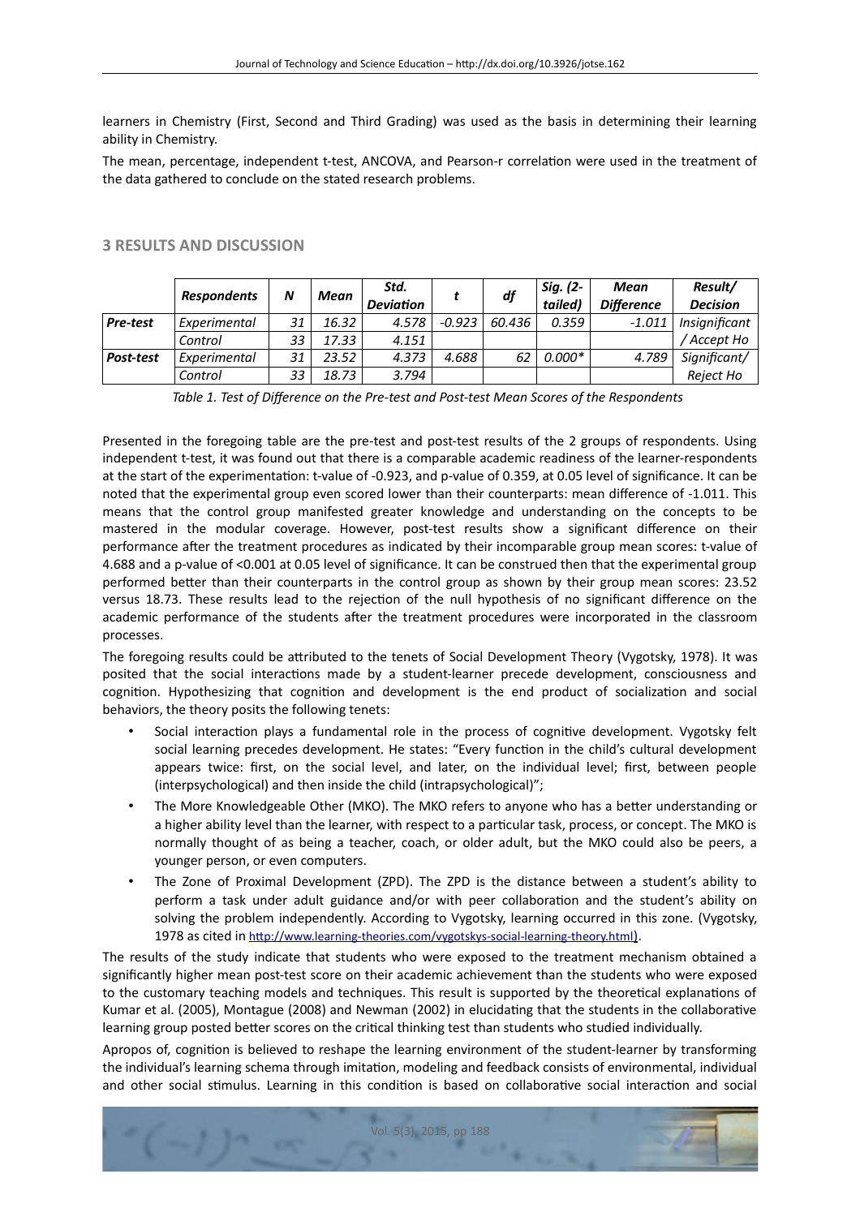learners in Chemistry (First, Second and Third Grading) was used as the basis in determining their learning ability in Chemistry.

The mean, percentage, independent t-test, ANCOVA, and Pearson-r correlation were used in the treatment of the data gathered to conclude on the stated research problems.

## 3 RESULTS AND DISCUSSION

| | *Respondents* | *N* | *Mean* | *Std. Deviation* | *t* | *df* | *Sig. (2-tailed)* | *Mean Difference* | *Result/ Decision* |
|---|---|---|---|---|---|---|---|---|---|
| ***Pre-test*** | *Experimental* | *31* | *16.32* | *4.578* | *-0.923* | *60.436* | *0.359* | *-1.011* | *Insignificant / Accept Ho* |
| | *Control* | *33* | *17.33* | *4.151* | | | | | |
| ***Post-test*** | *Experimental* | *31* | *23.52* | *4.373* | *4.688* | *62* | *0.000** | *4.789* | *Significant/ Reject Ho* |
| | *Control* | *33* | *18.73* | *3.794* | | | | | |

*Table 1. Test of Difference on the Pre-test and Post-test Mean Scores of the Respondents*

Presented in the foregoing table are the pre-test and post-test results of the 2 groups of respondents. Using independent t-test, it was found out that there is a comparable academic readiness of the learner-respondents at the start of the experimentation: t-value of -0.923, and p-value of 0.359, at 0.05 level of significance. It can be noted that the experimental group even scored lower than their counterparts: mean difference of -1.011. This means that the control group manifested greater knowledge and understanding on the concepts to be mastered in the modular coverage. However, post-test results show a significant difference on their performance after the treatment procedures as indicated by their incomparable group mean scores: t-value of 4.688 and a p-value of <0.001 at 0.05 level of significance. It can be construed then that the experimental group performed better than their counterparts in the control group as shown by their group mean scores: 23.52 versus 18.73. These results lead to the rejection of the null hypothesis of no significant difference on the academic performance of the students after the treatment procedures were incorporated in the classroom processes.

The foregoing results could be attributed to the tenets of Social Development Theory (Vygotsky, 1978). It was posited that the social interactions made by a student-learner precede development, consciousness and cognition. Hypothesizing that cognition and development is the end product of socialization and social behaviors, the theory posits the following tenets:

- Social interaction plays a fundamental role in the process of cognitive development. Vygotsky felt social learning precedes development. He states: "Every function in the child's cultural development appears twice: first, on the social level, and later, on the individual level; first, between people (interpsychological) and then inside the child (intrapsychological)";
- The More Knowledgeable Other (MKO). The MKO refers to anyone who has a better understanding or a higher ability level than the learner, with respect to a particular task, process, or concept. The MKO is normally thought of as being a teacher, coach, or older adult, but the MKO could also be peers, a younger person, or even computers.
- The Zone of Proximal Development (ZPD). The ZPD is the distance between a student's ability to perform a task under adult guidance and/or with peer collaboration and the student's ability on solving the problem independently. According to Vygotsky, learning occurred in this zone. (Vygotsky, 1978 as cited in http://www.learning-theories.com/vygotskys-social-learning-theory.html).

The results of the study indicate that students who were exposed to the treatment mechanism obtained a significantly higher mean post-test score on their academic achievement than the students who were exposed to the customary teaching models and techniques. This result is supported by the theoretical explanations of Kumar et al. (2005), Montague (2008) and Newman (2002) in elucidating that the students in the collaborative learning group posted better scores on the critical thinking test than students who studied individually.

Apropos of, cognition is believed to reshape the learning environment of the student-learner by transforming the individual's learning schema through imitation, modeling and feedback consists of environmental, individual and other social stimulus. Learning in this condition is based on collaborative social interaction and social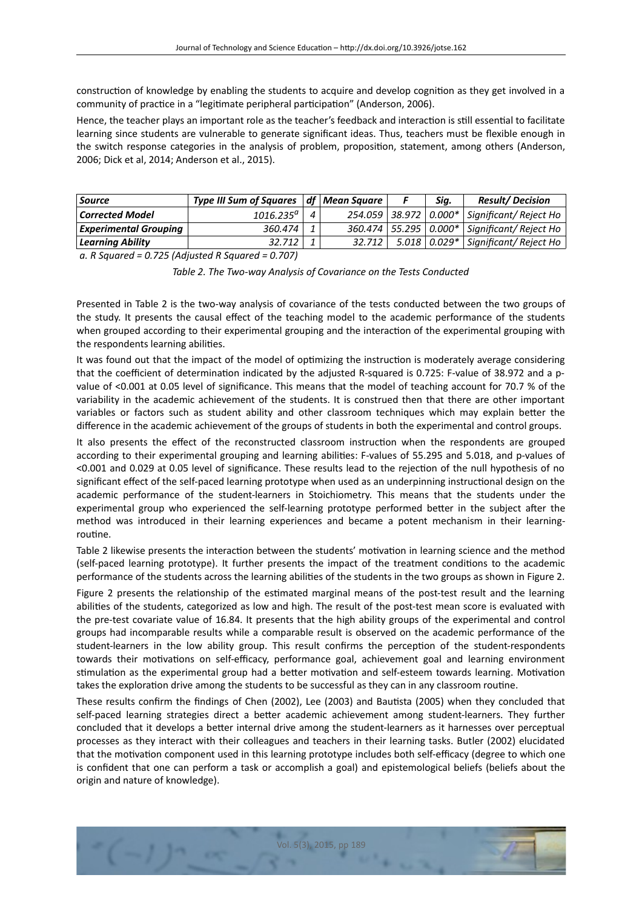construction of knowledge by enabling the students to acquire and develop cognition as they get involved in a community of practice in a "legitimate peripheral participation" (Anderson, 2006).

Hence, the teacher plays an important role as the teacher's feedback and interaction is still essential to facilitate learning since students are vulnerable to generate significant ideas. Thus, teachers must be flexible enough in the switch response categories in the analysis of problem, proposition, statement, among others (Anderson, 2006; Dick et al, 2014; Anderson et al., 2015).

| *Source* | *Type III Sum of Squares* | *df* | *Mean Square* | *F* | *Sig.* | *Result/ Decision* |
|---|---|---|---|---|---|---|
| *Corrected Model* | *1016.235[a]* | *4* | *254.059* | *38.972* | *0.000\** | *Significant/ Reject Ho* |
| *Experimental Grouping* | *360.474* | *1* | *360.474* | *55.295* | *0.000\** | *Significant/ Reject Ho* |
| *Learning Ability* | *32.712* | *1* | *32.712* | *5.018* | *0.029\** | *Significant/ Reject Ho* |

*a. R Squared = 0.725 (Adjusted R Squared = 0.707)*

*Table 2. The Two-way Analysis of Covariance on the Tests Conducted*

Presented in Table 2 is the two-way analysis of covariance of the tests conducted between the two groups of the study. It presents the causal effect of the teaching model to the academic performance of the students when grouped according to their experimental grouping and the interaction of the experimental grouping with the respondents learning abilities.

It was found out that the impact of the model of optimizing the instruction is moderately average considering that the coefficient of determination indicated by the adjusted R-squared is 0.725: F-value of 38.972 and a p-value of <0.001 at 0.05 level of significance. This means that the model of teaching account for 70.7 % of the variability in the academic achievement of the students. It is construed then that there are other important variables or factors such as student ability and other classroom techniques which may explain better the difference in the academic achievement of the groups of students in both the experimental and control groups.

It also presents the effect of the reconstructed classroom instruction when the respondents are grouped according to their experimental grouping and learning abilities: F-values of 55.295 and 5.018, and p-values of <0.001 and 0.029 at 0.05 level of significance. These results lead to the rejection of the null hypothesis of no significant effect of the self-paced learning prototype when used as an underpinning instructional design on the academic performance of the student-learners in Stoichiometry. This means that the students under the experimental group who experienced the self-learning prototype performed better in the subject after the method was introduced in their learning experiences and became a potent mechanism in their learning-routine.

Table 2 likewise presents the interaction between the students' motivation in learning science and the method (self-paced learning prototype). It further presents the impact of the treatment conditions to the academic performance of the students across the learning abilities of the students in the two groups as shown in Figure 2.

Figure 2 presents the relationship of the estimated marginal means of the post-test result and the learning abilities of the students, categorized as low and high. The result of the post-test mean score is evaluated with the pre-test covariate value of 16.84. It presents that the high ability groups of the experimental and control groups had incomparable results while a comparable result is observed on the academic performance of the student-learners in the low ability group. This result confirms the perception of the student-respondents towards their motivations on self-efficacy, performance goal, achievement goal and learning environment stimulation as the experimental group had a better motivation and self-esteem towards learning. Motivation takes the exploration drive among the students to be successful as they can in any classroom routine.

These results confirm the findings of Chen (2002), Lee (2003) and Bautista (2005) when they concluded that self-paced learning strategies direct a better academic achievement among student-learners. They further concluded that it develops a better internal drive among the student-learners as it harnesses over perceptual processes as they interact with their colleagues and teachers in their learning tasks. Butler (2002) elucidated that the motivation component used in this learning prototype includes both self-efficacy (degree to which one is confident that one can perform a task or accomplish a goal) and epistemological beliefs (beliefs about the origin and nature of knowledge).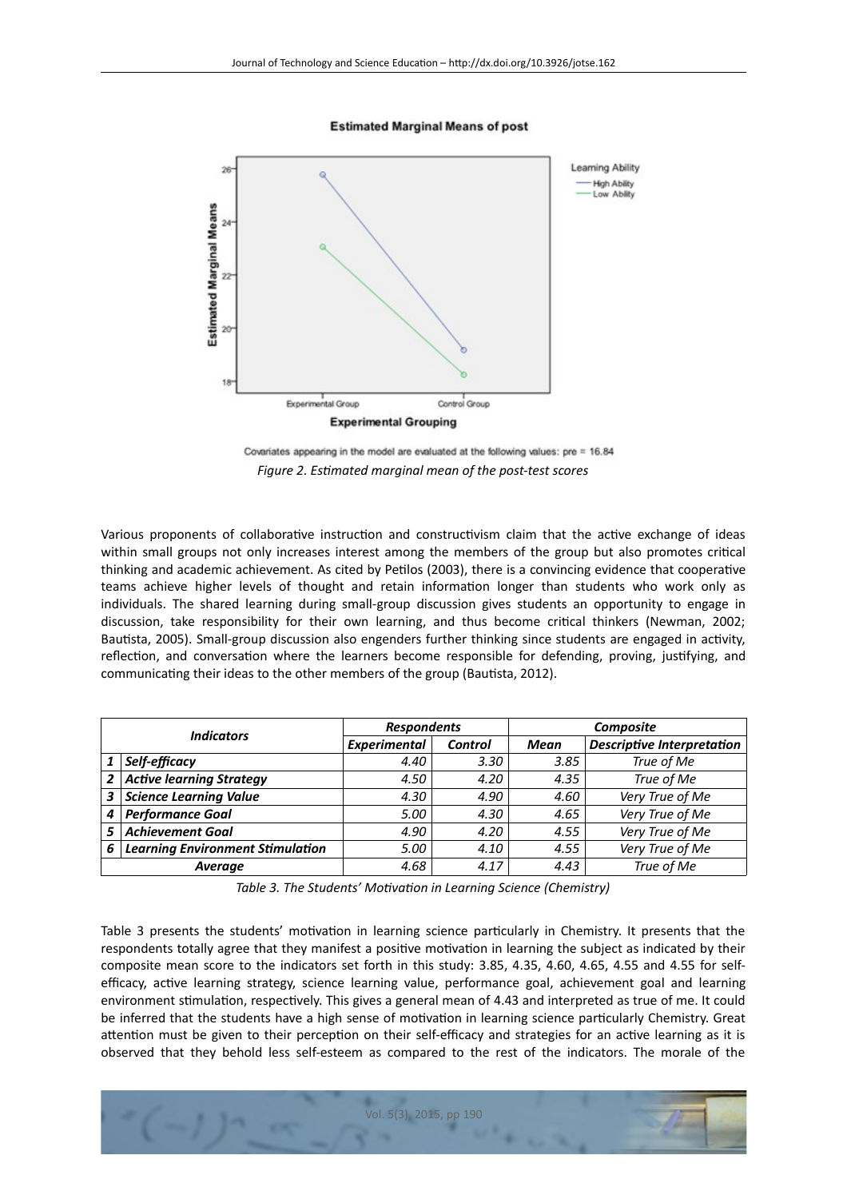Covariates appearing in the model are evaluated at the following values: pre = 16.84

*Figure 2. Estimated marginal mean of the post-test scores*

Various proponents of collaborative instruction and constructivism claim that the active exchange of ideas within small groups not only increases interest among the members of the group but also promotes critical thinking and academic achievement. As cited by Petilos (2003), there is a convincing evidence that cooperative teams achieve higher levels of thought and retain information longer than students who work only as individuals. The shared learning during small-group discussion gives students an opportunity to engage in discussion, take responsibility for their own learning, and thus become critical thinkers (Newman, 2002; Bautista, 2005). Small-group discussion also engenders further thinking since students are engaged in activity, reflection, and conversation where the learners become responsible for defending, proving, justifying, and communicating their ideas to the other members of the group (Bautista, 2012).

| | *Indicators* | *Respondents* | | *Composite* | |
|---|---|---|---|---|---|
| | | *Experimental* | *Control* | *Mean* | *Descriptive Interpretation* |
| *1* | *Self-efficacy* | *4.40* | *3.30* | *3.85* | *True of Me* |
| *2* | *Active learning Strategy* | *4.50* | *4.20* | *4.35* | *True of Me* |
| *3* | *Science Learning Value* | *4.30* | *4.90* | *4.60* | *Very True of Me* |
| *4* | *Performance Goal* | *5.00* | *4.30* | *4.65* | *Very True of Me* |
| *5* | *Achievement Goal* | *4.90* | *4.20* | *4.55* | *Very True of Me* |
| *6* | *Learning Environment Stimulation* | *5.00* | *4.10* | *4.55* | *Very True of Me* |
| | *Average* | *4.68* | *4.17* | *4.43* | *True of Me* |

*Table 3. The Students' Motivation in Learning Science (Chemistry)*

Table 3 presents the students' motivation in learning science particularly in Chemistry. It presents that the respondents totally agree that they manifest a positive motivation in learning the subject as indicated by their composite mean score to the indicators set forth in this study: 3.85, 4.35, 4.60, 4.65, 4.55 and 4.55 for self-efficacy, active learning strategy, science learning value, performance goal, achievement goal and learning environment stimulation, respectively. This gives a general mean of 4.43 and interpreted as true of me. It could be inferred that the students have a high sense of motivation in learning science particularly Chemistry. Great attention must be given to their perception on their self-efficacy and strategies for an active learning as it is observed that they behold less self-esteem as compared to the rest of the indicators. The morale of the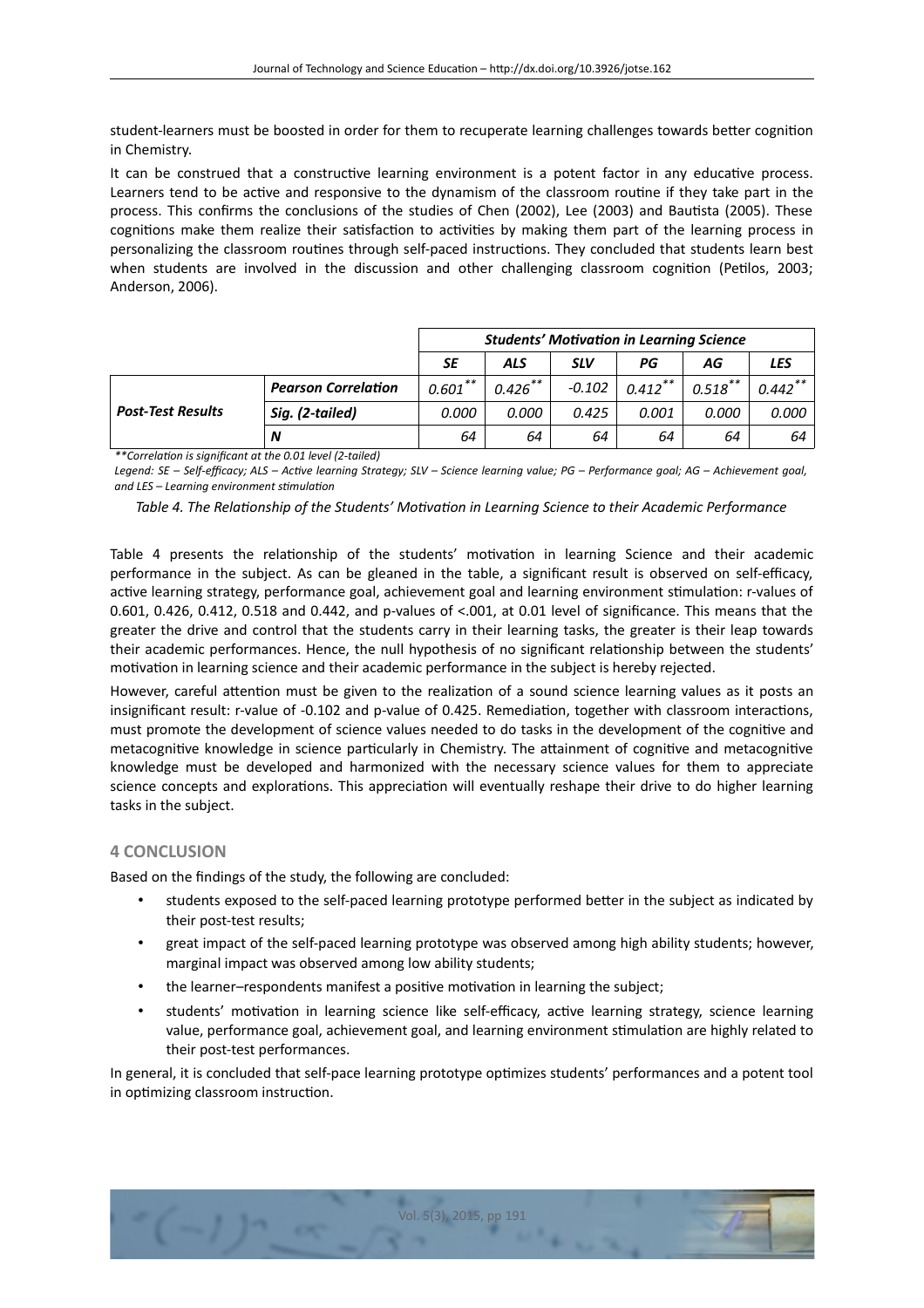student-learners must be boosted in order for them to recuperate learning challenges towards better cognition in Chemistry.

It can be construed that a constructive learning environment is a potent factor in any educative process. Learners tend to be active and responsive to the dynamism of the classroom routine if they take part in the process. This confirms the conclusions of the studies of Chen (2002), Lee (2003) and Bautista (2005). These cognitions make them realize their satisfaction to activities by making them part of the learning process in personalizing the classroom routines through self-paced instructions. They concluded that students learn best when students are involved in the discussion and other challenging classroom cognition (Petilos, 2003; Anderson, 2006).

| | | *Students' Motivation in Learning Science* | | | | | |
|---|---|---|---|---|---|---|---|
| | | ***SE*** | ***ALS*** | ***SLV*** | ***PG*** | ***AG*** | ***LES*** |
| ***Post-Test Results*** | ***Pearson Correlation*** | *0.601*** | *0.426*** | *-0.102* | *0.412*** | *0.518*** | *0.442*** |
| | ***Sig. (2-tailed)*** | *0.000* | *0.000* | *0.425* | *0.001* | *0.000* | *0.000* |
| | ***N*** | *64* | *64* | *64* | *64* | *64* | *64* |

*\*\*Correlation is significant at the 0.01 level (2-tailed)*

*Legend: SE – Self-efficacy; ALS – Active learning Strategy; SLV – Science learning value; PG – Performance goal; AG – Achievement goal, and LES – Learning environment stimulation*

*Table 4. The Relationship of the Students' Motivation in Learning Science to their Academic Performance*

Table 4 presents the relationship of the students' motivation in learning Science and their academic performance in the subject. As can be gleaned in the table, a significant result is observed on self-efficacy, active learning strategy, performance goal, achievement goal and learning environment stimulation: r-values of 0.601, 0.426, 0.412, 0.518 and 0.442, and p-values of <.001, at 0.01 level of significance. This means that the greater the drive and control that the students carry in their learning tasks, the greater is their leap towards their academic performances. Hence, the null hypothesis of no significant relationship between the students' motivation in learning science and their academic performance in the subject is hereby rejected.

However, careful attention must be given to the realization of a sound science learning values as it posts an insignificant result: r-value of -0.102 and p-value of 0.425. Remediation, together with classroom interactions, must promote the development of science values needed to do tasks in the development of the cognitive and metacognitive knowledge in science particularly in Chemistry. The attainment of cognitive and metacognitive knowledge must be developed and harmonized with the necessary science values for them to appreciate science concepts and explorations. This appreciation will eventually reshape their drive to do higher learning tasks in the subject.

## 4 CONCLUSION

Based on the findings of the study, the following are concluded:

- students exposed to the self-paced learning prototype performed better in the subject as indicated by their post-test results;
- great impact of the self-paced learning prototype was observed among high ability students; however, marginal impact was observed among low ability students;
- the learner–respondents manifest a positive motivation in learning the subject;
- students' motivation in learning science like self-efficacy, active learning strategy, science learning value, performance goal, achievement goal, and learning environment stimulation are highly related to their post-test performances.

In general, it is concluded that self-pace learning prototype optimizes students' performances and a potent tool in optimizing classroom instruction.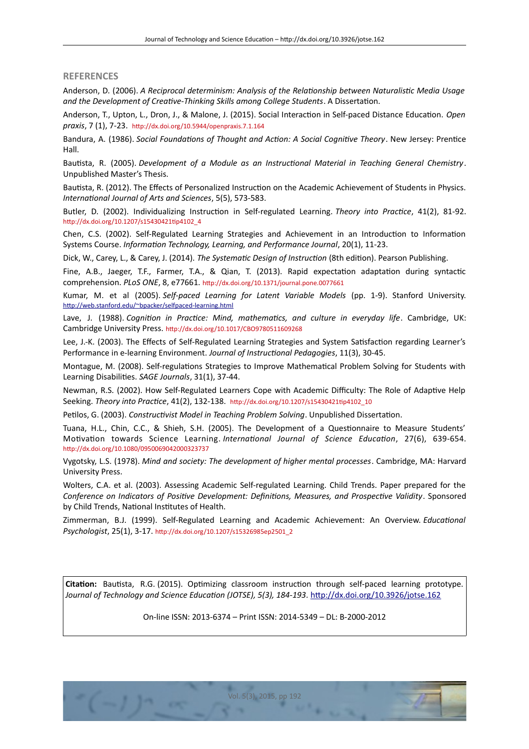## REFERENCES

Anderson, D. (2006). *A Reciprocal determinism: Analysis of the Relationship between Naturalistic Media Usage and the Development of Creative-Thinking Skills among College Students*. A Dissertation.

Anderson, T., Upton, L., Dron, J., & Malone, J. (2015). Social Interaction in Self-paced Distance Education. *Open praxis*, 7 (1), 7-23. http://dx.doi.org/10.5944/openpraxis.7.1.164

Bandura, A. (1986). *Social Foundations of Thought and Action: A Social Cognitive Theory*. New Jersey: Prentice Hall.

Bautista, R. (2005). *Development of a Module as an Instructional Material in Teaching General Chemistry*. Unpublished Master's Thesis.

Bautista, R. (2012). The Effects of Personalized Instruction on the Academic Achievement of Students in Physics. *International Journal of Arts and Sciences*, 5(5), 573-583.

Butler, D. (2002). Individualizing Instruction in Self-regulated Learning. *Theory into Practice*, 41(2), 81-92. http://dx.doi.org/10.1207/s15430421tip4102_4

Chen, C.S. (2002). Self-Regulated Learning Strategies and Achievement in an Introduction to Information Systems Course. *Information Technology, Learning, and Performance Journal*, 20(1), 11-23.

Dick, W., Carey, L., & Carey, J. (2014). *The Systematic Design of Instruction* (8th edition). Pearson Publishing.

Fine, A.B., Jaeger, T.F., Farmer, T.A., & Qian, T. (2013). Rapid expectation adaptation during syntactic comprehension. *PLoS ONE*, 8, e77661. http://dx.doi.org/10.1371/journal.pone.0077661

Kumar, M. et al (2005). *Self-paced Learning for Latent Variable Models* (pp. 1-9). Stanford University. http://web.stanford.edu/~bpacker/selfpaced-learning.html

Lave, J. (1988). *Cognition in Practice: Mind, mathematics, and culture in everyday life*. Cambridge, UK: Cambridge University Press. http://dx.doi.org/10.1017/CBO9780511609268

Lee, J.-K. (2003). The Effects of Self-Regulated Learning Strategies and System Satisfaction regarding Learner's Performance in e-learning Environment. *Journal of Instructional Pedagogies*, 11(3), 30-45.

Montague, M. (2008). Self-regulations Strategies to Improve Mathematical Problem Solving for Students with Learning Disabilities. *SAGE Journals*, 31(1), 37-44.

Newman, R.S. (2002). How Self-Regulated Learners Cope with Academic Difficulty: The Role of Adaptive Help Seeking. *Theory into Practice*, 41(2), 132-138. http://dx.doi.org/10.1207/s15430421tip4102_10

Petilos, G. (2003). *Constructivist Model in Teaching Problem Solving*. Unpublished Dissertation.

Tuana, H.L., Chin, C.C., & Shieh, S.H. (2005). The Development of a Questionnaire to Measure Students' Motivation towards Science Learning. *International Journal of Science Education*, 27(6), 639-654. http://dx.doi.org/10.1080/0950069042000323737

Vygotsky, L.S. (1978). *Mind and society: The development of higher mental processes*. Cambridge, MA: Harvard University Press.

Wolters, C.A. et al. (2003). Assessing Academic Self-regulated Learning. Child Trends. Paper prepared for the *Conference on Indicators of Positive Development: Definitions, Measures, and Prospective Validity*. Sponsored by Child Trends, National Institutes of Health.

Zimmerman, B.J. (1999). Self-Regulated Learning and Academic Achievement: An Overview. *Educational Psychologist*, 25(1), 3-17. http://dx.doi.org/10.1207/s15326985ep2501_2

**Citation:** Bautista, R.G. (2015). Optimizing classroom instruction through self-paced learning prototype. *Journal of Technology and Science Education (JOTSE), 5(3), 184-193.* http://dx.doi.org/10.3926/jotse.162

On-line ISSN: 2013-6374 – Print ISSN: 2014-5349 – DL: B-2000-2012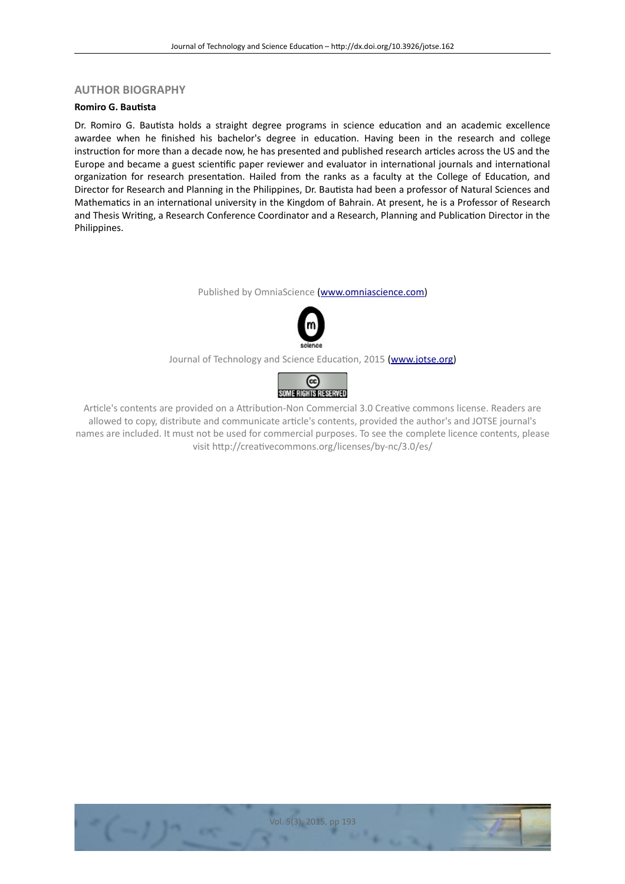## AUTHOR BIOGRAPHY

**Romiro G. Bautista**

Dr. Romiro G. Bautista holds a straight degree programs in science education and an academic excellence awardee when he finished his bachelor's degree in education. Having been in the research and college instruction for more than a decade now, he has presented and published research articles across the US and the Europe and became a guest scientific paper reviewer and evaluator in international journals and international organization for research presentation. Hailed from the ranks as a faculty at the College of Education, and Director for Research and Planning in the Philippines, Dr. Bautista had been a professor of Natural Sciences and Mathematics in an international university in the Kingdom of Bahrain. At present, he is a Professor of Research and Thesis Writing, a Research Conference Coordinator and a Research, Planning and Publication Director in the Philippines.

Published by OmniaScience (www.omniascience.com)

Journal of Technology and Science Education, 2015 (www.jotse.org)

Article's contents are provided on a Attribution-Non Commercial 3.0 Creative commons license. Readers are allowed to copy, distribute and communicate article's contents, provided the author's and JOTSE journal's names are included. It must not be used for commercial purposes. To see the complete licence contents, please visit http://creativecommons.org/licenses/by-nc/3.0/es/